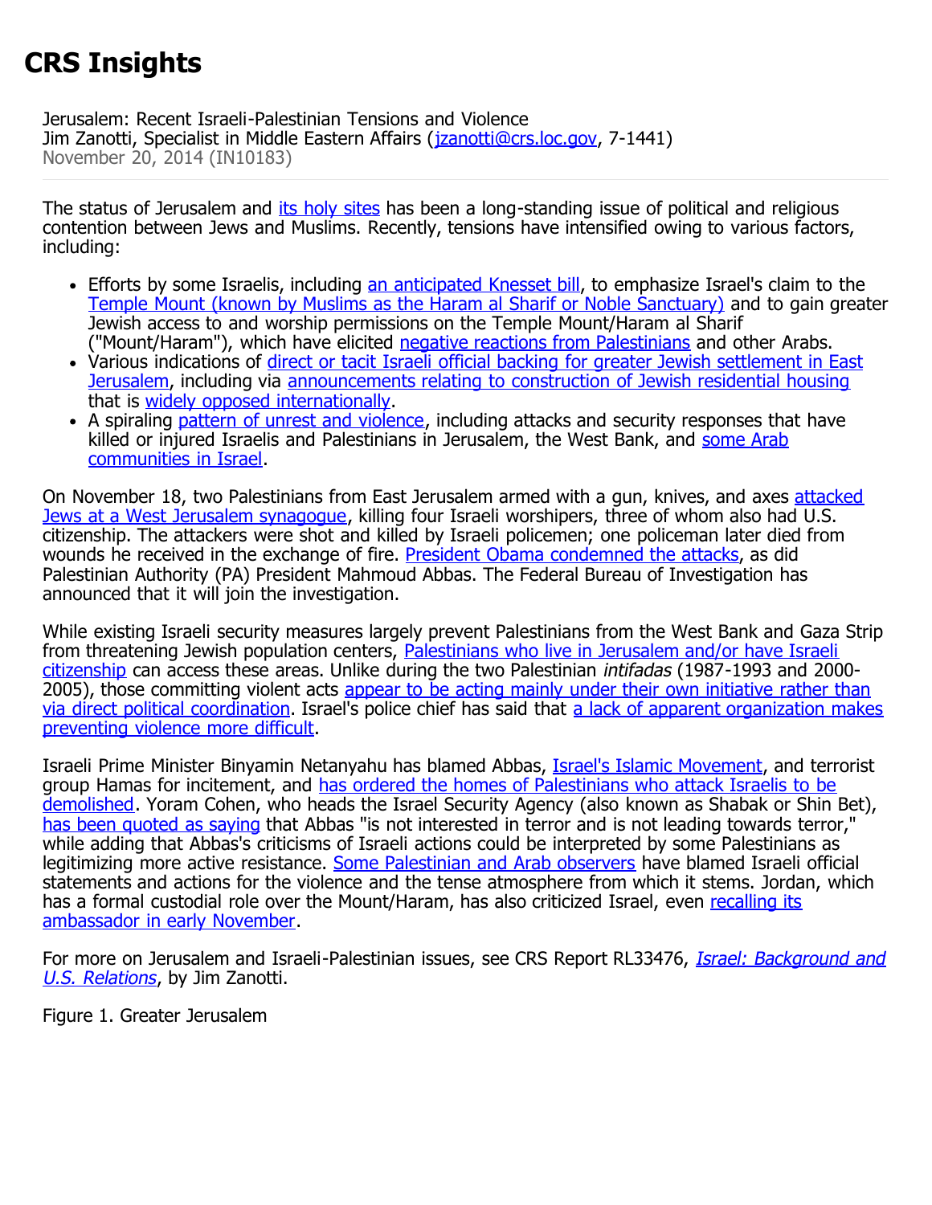# CRS Insights

Jerusalem: Recent Israeli-Palestinian Tensions and Violence
Jim Zanotti, Specialist in Middle Eastern Affairs (jzanotti@crs.loc.gov, 7-1441)
November 20, 2014 (IN10183)

The status of Jerusalem and its holy sites has been a long-standing issue of political and religious contention between Jews and Muslims. Recently, tensions have intensified owing to various factors, including:

- Efforts by some Israelis, including an anticipated Knesset bill, to emphasize Israel's claim to the Temple Mount (known by Muslims as the Haram al Sharif or Noble Sanctuary) and to gain greater Jewish access to and worship permissions on the Temple Mount/Haram al Sharif ("Mount/Haram"), which have elicited negative reactions from Palestinians and other Arabs.
- Various indications of direct or tacit Israeli official backing for greater Jewish settlement in East Jerusalem, including via announcements relating to construction of Jewish residential housing that is widely opposed internationally.
- A spiraling pattern of unrest and violence, including attacks and security responses that have killed or injured Israelis and Palestinians in Jerusalem, the West Bank, and some Arab communities in Israel.

On November 18, two Palestinians from East Jerusalem armed with a gun, knives, and axes attacked Jews at a West Jerusalem synagogue, killing four Israeli worshipers, three of whom also had U.S. citizenship. The attackers were shot and killed by Israeli policemen; one policeman later died from wounds he received in the exchange of fire. President Obama condemned the attacks, as did Palestinian Authority (PA) President Mahmoud Abbas. The Federal Bureau of Investigation has announced that it will join the investigation.

While existing Israeli security measures largely prevent Palestinians from the West Bank and Gaza Strip from threatening Jewish population centers, Palestinians who live in Jerusalem and/or have Israeli citizenship can access these areas. Unlike during the two Palestinian *intifadas* (1987-1993 and 2000-2005), those committing violent acts appear to be acting mainly under their own initiative rather than via direct political coordination. Israel's police chief has said that a lack of apparent organization makes preventing violence more difficult.

Israeli Prime Minister Binyamin Netanyahu has blamed Abbas, Israel's Islamic Movement, and terrorist group Hamas for incitement, and has ordered the homes of Palestinians who attack Israelis to be demolished. Yoram Cohen, who heads the Israel Security Agency (also known as Shabak or Shin Bet), has been quoted as saying that Abbas "is not interested in terror and is not leading towards terror," while adding that Abbas's criticisms of Israeli actions could be interpreted by some Palestinians as legitimizing more active resistance. Some Palestinian and Arab observers have blamed Israeli official statements and actions for the violence and the tense atmosphere from which it stems. Jordan, which has a formal custodial role over the Mount/Haram, has also criticized Israel, even recalling its ambassador in early November.

For more on Jerusalem and Israeli-Palestinian issues, see CRS Report RL33476, *Israel: Background and U.S. Relations*, by Jim Zanotti.

Figure 1. Greater Jerusalem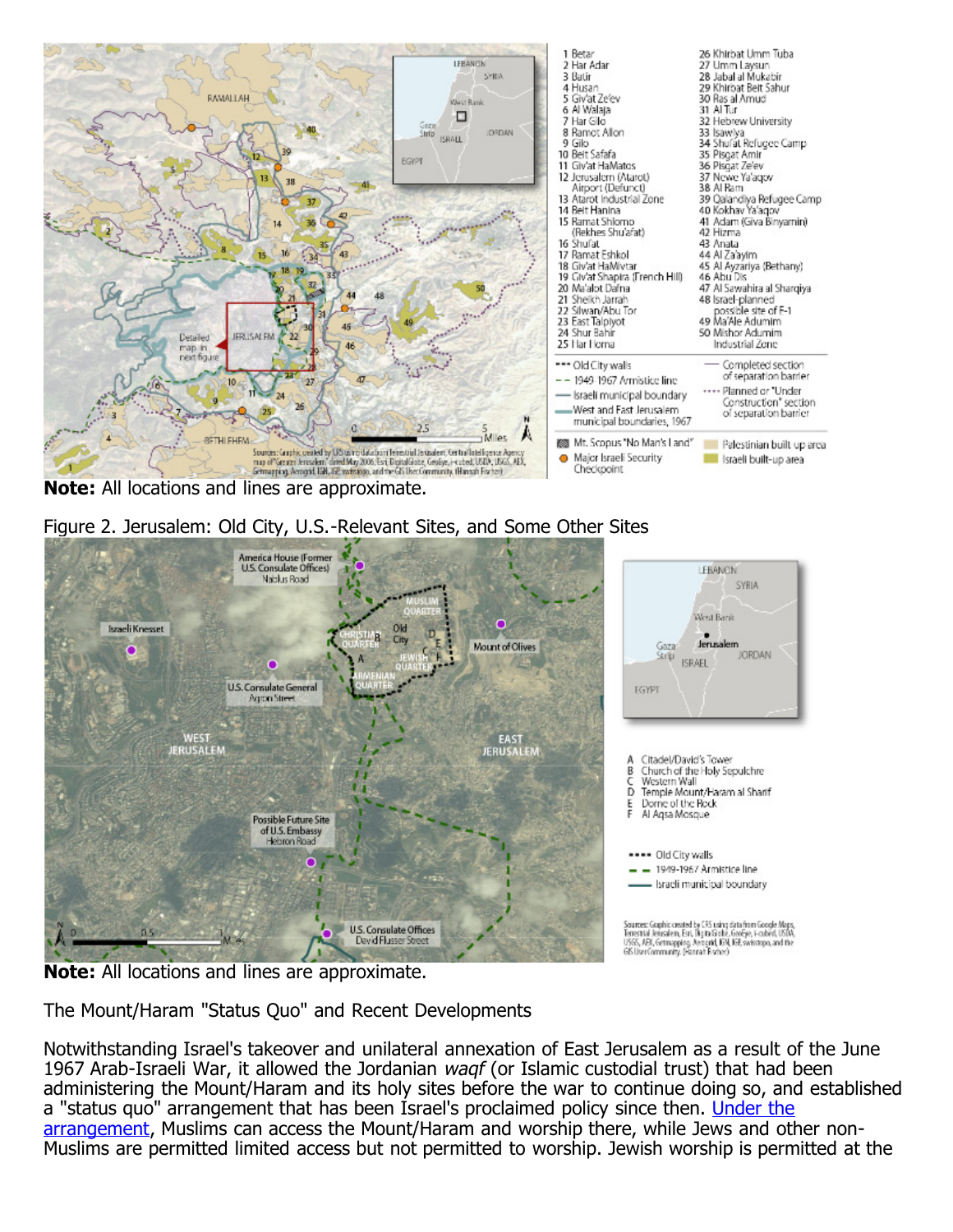**Note:** All locations and lines are approximate.

Figure 2. Jerusalem: Old City, U.S.-Relevant Sites, and Some Other Sites

**Note:** All locations and lines are approximate.

The Mount/Haram "Status Quo" and Recent Developments

Notwithstanding Israel's takeover and unilateral annexation of East Jerusalem as a result of the June 1967 Arab-Israeli War, it allowed the Jordanian *waqf* (or Islamic custodial trust) that had been administering the Mount/Haram and its holy sites before the war to continue doing so, and established a "status quo" arrangement that has been Israel's proclaimed policy since then. [Under the arrangement](), Muslims can access the Mount/Haram and worship there, while Jews and other non-Muslims are permitted limited access but not permitted to worship. Jewish worship is permitted at the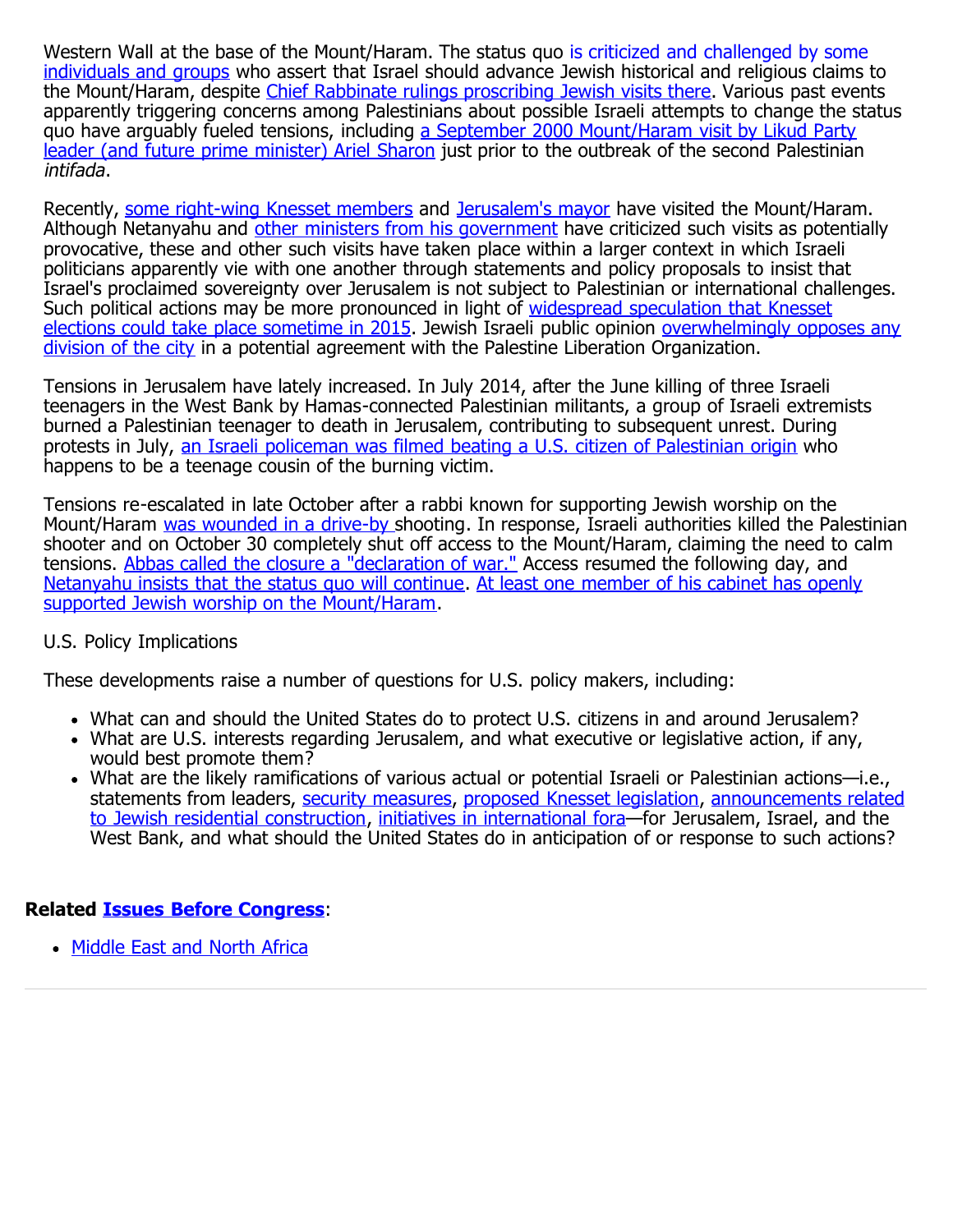Western Wall at the base of the Mount/Haram. The status quo is criticized and challenged by some individuals and groups who assert that Israel should advance Jewish historical and religious claims to the Mount/Haram, despite Chief Rabbinate rulings proscribing Jewish visits there. Various past events apparently triggering concerns among Palestinians about possible Israeli attempts to change the status quo have arguably fueled tensions, including a September 2000 Mount/Haram visit by Likud Party leader (and future prime minister) Ariel Sharon just prior to the outbreak of the second Palestinian *intifada*.

Recently, some right-wing Knesset members and Jerusalem's mayor have visited the Mount/Haram. Although Netanyahu and other ministers from his government have criticized such visits as potentially provocative, these and other such visits have taken place within a larger context in which Israeli politicians apparently vie with one another through statements and policy proposals to insist that Israel's proclaimed sovereignty over Jerusalem is not subject to Palestinian or international challenges. Such political actions may be more pronounced in light of widespread speculation that Knesset elections could take place sometime in 2015. Jewish Israeli public opinion overwhelmingly opposes any division of the city in a potential agreement with the Palestine Liberation Organization.

Tensions in Jerusalem have lately increased. In July 2014, after the June killing of three Israeli teenagers in the West Bank by Hamas-connected Palestinian militants, a group of Israeli extremists burned a Palestinian teenager to death in Jerusalem, contributing to subsequent unrest. During protests in July, an Israeli policeman was filmed beating a U.S. citizen of Palestinian origin who happens to be a teenage cousin of the burning victim.

Tensions re-escalated in late October after a rabbi known for supporting Jewish worship on the Mount/Haram was wounded in a drive-by shooting. In response, Israeli authorities killed the Palestinian shooter and on October 30 completely shut off access to the Mount/Haram, claiming the need to calm tensions. Abbas called the closure a "declaration of war." Access resumed the following day, and Netanyahu insists that the status quo will continue. At least one member of his cabinet has openly supported Jewish worship on the Mount/Haram.

U.S. Policy Implications

These developments raise a number of questions for U.S. policy makers, including:

- What can and should the United States do to protect U.S. citizens in and around Jerusalem?
- What are U.S. interests regarding Jerusalem, and what executive or legislative action, if any, would best promote them?
- What are the likely ramifications of various actual or potential Israeli or Palestinian actions—i.e., statements from leaders, security measures, proposed Knesset legislation, announcements related to Jewish residential construction, initiatives in international fora—for Jerusalem, Israel, and the West Bank, and what should the United States do in anticipation of or response to such actions?

**Related Issues Before Congress**:

- Middle East and North Africa